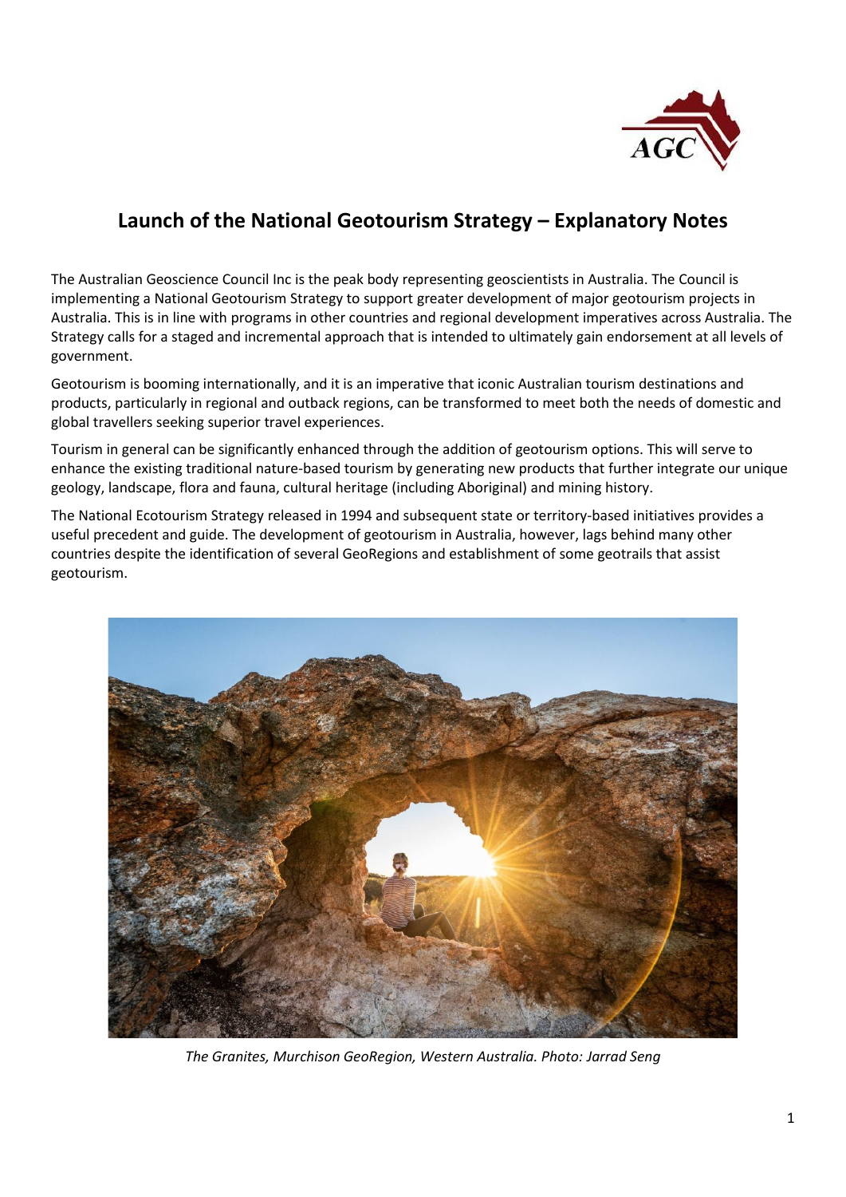# Launch of the National Geotourism Strategy – Explanatory Notes

The Australian Geoscience Council Inc is the peak body representing geoscientists in Australia. The Council is implementing a National Geotourism Strategy to support greater development of major geotourism projects in Australia. This is in line with programs in other countries and regional development imperatives across Australia. The Strategy calls for a staged and incremental approach that is intended to ultimately gain endorsement at all levels of government.

Geotourism is booming internationally, and it is an imperative that iconic Australian tourism destinations and products, particularly in regional and outback regions, can be transformed to meet both the needs of domestic and global travellers seeking superior travel experiences.

Tourism in general can be significantly enhanced through the addition of geotourism options. This will serve to enhance the existing traditional nature-based tourism by generating new products that further integrate our unique geology, landscape, flora and fauna, cultural heritage (including Aboriginal) and mining history.

The National Ecotourism Strategy released in 1994 and subsequent state or territory-based initiatives provides a useful precedent and guide. The development of geotourism in Australia, however, lags behind many other countries despite the identification of several GeoRegions and establishment of some geotrails that assist geotourism.

*The Granites, Murchison GeoRegion, Western Australia. Photo: Jarrad Seng*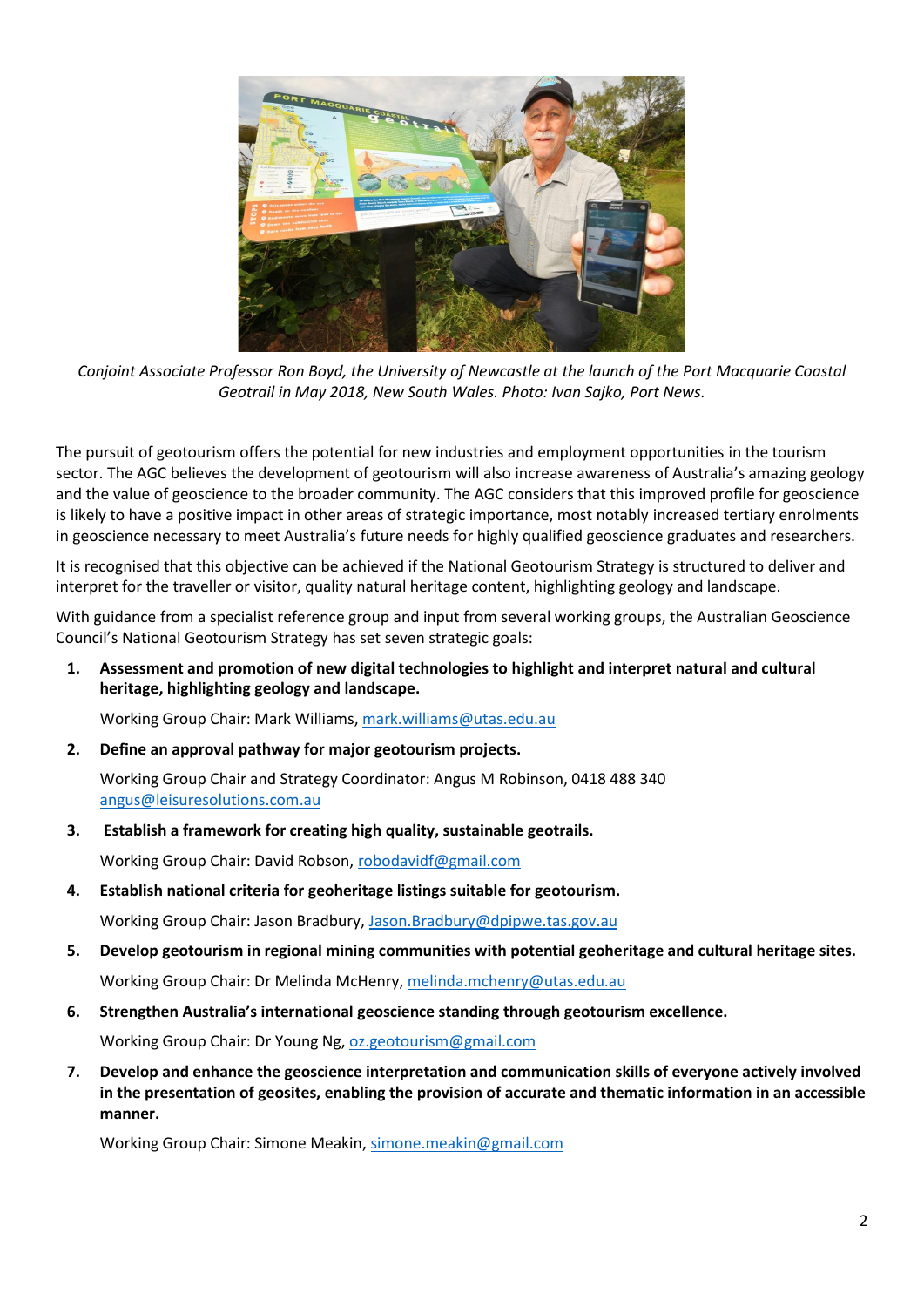*Conjoint Associate Professor Ron Boyd, the University of Newcastle at the launch of the Port Macquarie Coastal Geotrail in May 2018, New South Wales. Photo: Ivan Sajko, Port News.*

The pursuit of geotourism offers the potential for new industries and employment opportunities in the tourism sector. The AGC believes the development of geotourism will also increase awareness of Australia's amazing geology and the value of geoscience to the broader community. The AGC considers that this improved profile for geoscience is likely to have a positive impact in other areas of strategic importance, most notably increased tertiary enrolments in geoscience necessary to meet Australia's future needs for highly qualified geoscience graduates and researchers.

It is recognised that this objective can be achieved if the National Geotourism Strategy is structured to deliver and interpret for the traveller or visitor, quality natural heritage content, highlighting geology and landscape.

With guidance from a specialist reference group and input from several working groups, the Australian Geoscience Council's National Geotourism Strategy has set seven strategic goals:

1. **Assessment and promotion of new digital technologies to highlight and interpret natural and cultural heritage, highlighting geology and landscape.**

   Working Group Chair: Mark Williams, mark.williams@utas.edu.au

2. **Define an approval pathway for major geotourism projects.**

   Working Group Chair and Strategy Coordinator: Angus M Robinson, 0418 488 340 angus@leisuresolutions.com.au

3. **Establish a framework for creating high quality, sustainable geotrails.**

   Working Group Chair: David Robson, robodavidf@gmail.com

4. **Establish national criteria for geoheritage listings suitable for geotourism.**

   Working Group Chair: Jason Bradbury, Jason.Bradbury@dpipwe.tas.gov.au

5. **Develop geotourism in regional mining communities with potential geoheritage and cultural heritage sites.**

   Working Group Chair: Dr Melinda McHenry, melinda.mchenry@utas.edu.au

6. **Strengthen Australia's international geoscience standing through geotourism excellence.**

   Working Group Chair: Dr Young Ng, oz.geotourism@gmail.com

7. **Develop and enhance the geoscience interpretation and communication skills of everyone actively involved in the presentation of geosites, enabling the provision of accurate and thematic information in an accessible manner.**

   Working Group Chair: Simone Meakin, simone.meakin@gmail.com